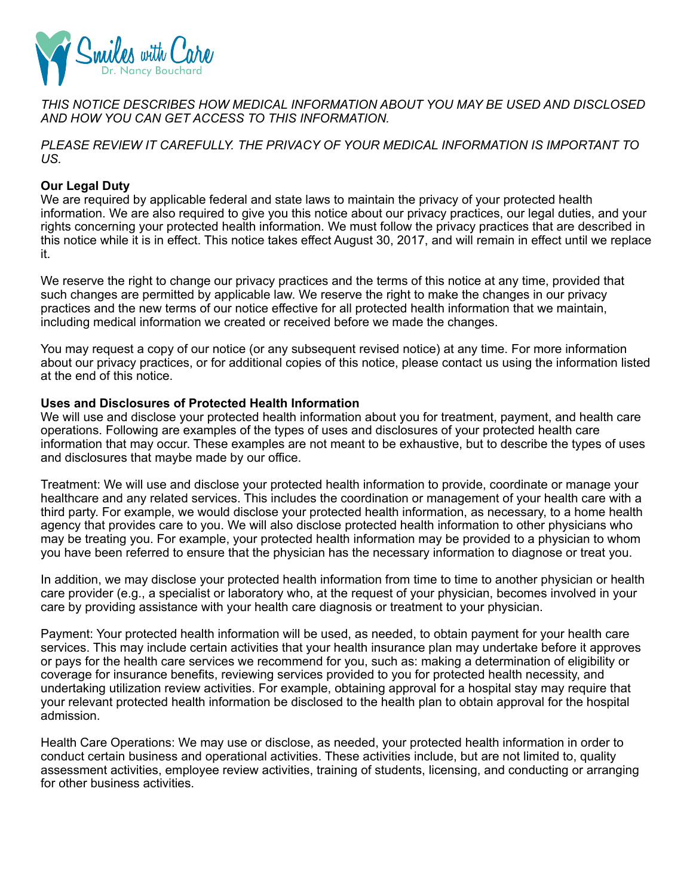Smiles with Care
Dr. Nancy Bouchard

*THIS NOTICE DESCRIBES HOW MEDICAL INFORMATION ABOUT YOU MAY BE USED AND DISCLOSED AND HOW YOU CAN GET ACCESS TO THIS INFORMATION.*

*PLEASE REVIEW IT CAREFULLY. THE PRIVACY OF YOUR MEDICAL INFORMATION IS IMPORTANT TO US.*

**Our Legal Duty**

We are required by applicable federal and state laws to maintain the privacy of your protected health information. We are also required to give you this notice about our privacy practices, our legal duties, and your rights concerning your protected health information. We must follow the privacy practices that are described in this notice while it is in effect. This notice takes effect August 30, 2017, and will remain in effect until we replace it.

We reserve the right to change our privacy practices and the terms of this notice at any time, provided that such changes are permitted by applicable law. We reserve the right to make the changes in our privacy practices and the new terms of our notice effective for all protected health information that we maintain, including medical information we created or received before we made the changes.

You may request a copy of our notice (or any subsequent revised notice) at any time. For more information about our privacy practices, or for additional copies of this notice, please contact us using the information listed at the end of this notice.

**Uses and Disclosures of Protected Health Information**

We will use and disclose your protected health information about you for treatment, payment, and health care operations. Following are examples of the types of uses and disclosures of your protected health care information that may occur. These examples are not meant to be exhaustive, but to describe the types of uses and disclosures that maybe made by our office.

Treatment: We will use and disclose your protected health information to provide, coordinate or manage your healthcare and any related services. This includes the coordination or management of your health care with a third party. For example, we would disclose your protected health information, as necessary, to a home health agency that provides care to you. We will also disclose protected health information to other physicians who may be treating you. For example, your protected health information may be provided to a physician to whom you have been referred to ensure that the physician has the necessary information to diagnose or treat you.

In addition, we may disclose your protected health information from time to time to another physician or health care provider (e.g., a specialist or laboratory who, at the request of your physician, becomes involved in your care by providing assistance with your health care diagnosis or treatment to your physician.

Payment: Your protected health information will be used, as needed, to obtain payment for your health care services. This may include certain activities that your health insurance plan may undertake before it approves or pays for the health care services we recommend for you, such as: making a determination of eligibility or coverage for insurance benefits, reviewing services provided to you for protected health necessity, and undertaking utilization review activities. For example, obtaining approval for a hospital stay may require that your relevant protected health information be disclosed to the health plan to obtain approval for the hospital admission.

Health Care Operations: We may use or disclose, as needed, your protected health information in order to conduct certain business and operational activities. These activities include, but are not limited to, quality assessment activities, employee review activities, training of students, licensing, and conducting or arranging for other business activities.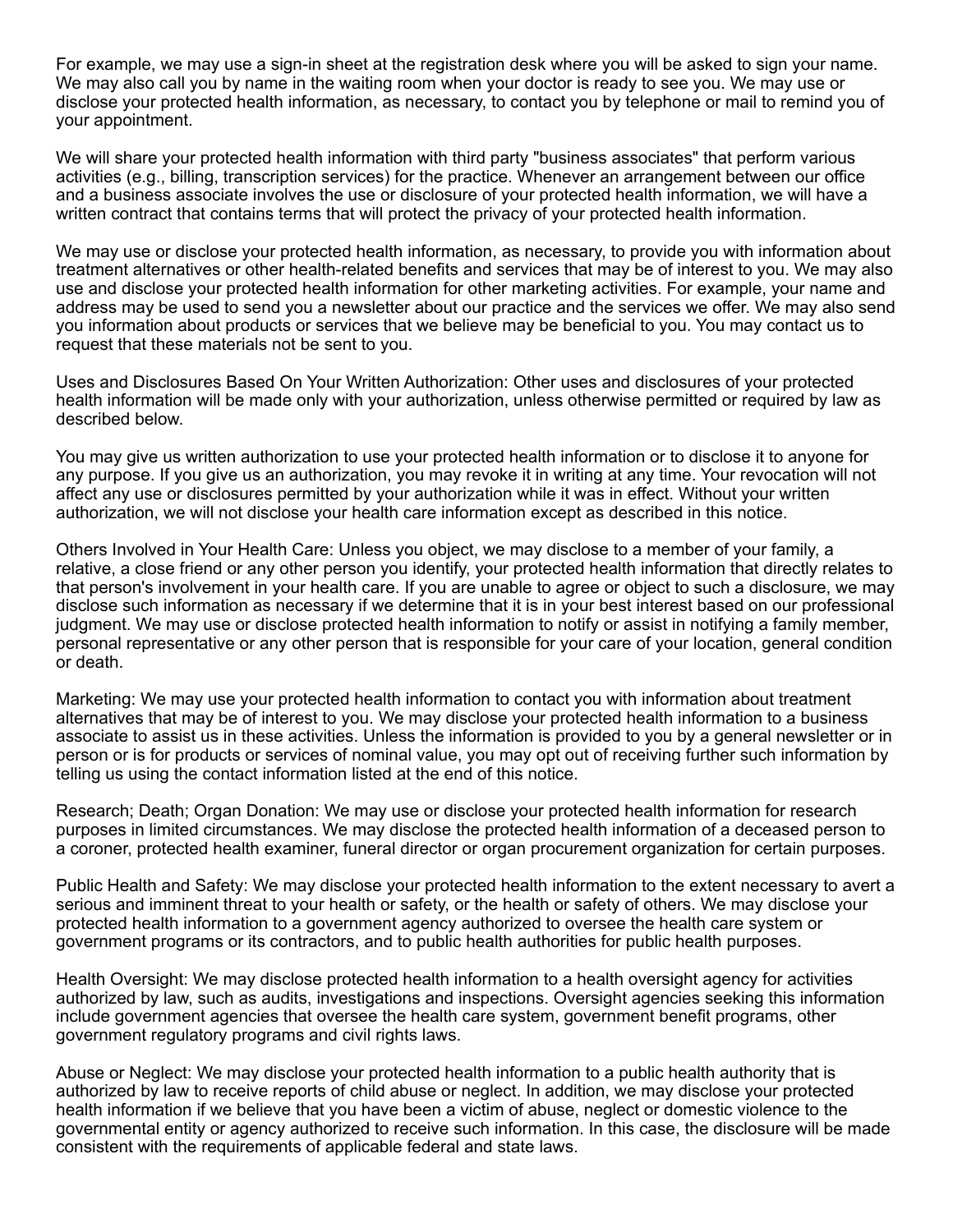For example, we may use a sign-in sheet at the registration desk where you will be asked to sign your name. We may also call you by name in the waiting room when your doctor is ready to see you. We may use or disclose your protected health information, as necessary, to contact you by telephone or mail to remind you of your appointment.

We will share your protected health information with third party "business associates" that perform various activities (e.g., billing, transcription services) for the practice. Whenever an arrangement between our office and a business associate involves the use or disclosure of your protected health information, we will have a written contract that contains terms that will protect the privacy of your protected health information.

We may use or disclose your protected health information, as necessary, to provide you with information about treatment alternatives or other health-related benefits and services that may be of interest to you. We may also use and disclose your protected health information for other marketing activities. For example, your name and address may be used to send you a newsletter about our practice and the services we offer. We may also send you information about products or services that we believe may be beneficial to you. You may contact us to request that these materials not be sent to you.

Uses and Disclosures Based On Your Written Authorization: Other uses and disclosures of your protected health information will be made only with your authorization, unless otherwise permitted or required by law as described below.

You may give us written authorization to use your protected health information or to disclose it to anyone for any purpose. If you give us an authorization, you may revoke it in writing at any time. Your revocation will not affect any use or disclosures permitted by your authorization while it was in effect. Without your written authorization, we will not disclose your health care information except as described in this notice.

Others Involved in Your Health Care: Unless you object, we may disclose to a member of your family, a relative, a close friend or any other person you identify, your protected health information that directly relates to that person's involvement in your health care. If you are unable to agree or object to such a disclosure, we may disclose such information as necessary if we determine that it is in your best interest based on our professional judgment. We may use or disclose protected health information to notify or assist in notifying a family member, personal representative or any other person that is responsible for your care of your location, general condition or death.

Marketing: We may use your protected health information to contact you with information about treatment alternatives that may be of interest to you. We may disclose your protected health information to a business associate to assist us in these activities. Unless the information is provided to you by a general newsletter or in person or is for products or services of nominal value, you may opt out of receiving further such information by telling us using the contact information listed at the end of this notice.

Research; Death; Organ Donation: We may use or disclose your protected health information for research purposes in limited circumstances. We may disclose the protected health information of a deceased person to a coroner, protected health examiner, funeral director or organ procurement organization for certain purposes.

Public Health and Safety: We may disclose your protected health information to the extent necessary to avert a serious and imminent threat to your health or safety, or the health or safety of others. We may disclose your protected health information to a government agency authorized to oversee the health care system or government programs or its contractors, and to public health authorities for public health purposes.

Health Oversight: We may disclose protected health information to a health oversight agency for activities authorized by law, such as audits, investigations and inspections. Oversight agencies seeking this information include government agencies that oversee the health care system, government benefit programs, other government regulatory programs and civil rights laws.

Abuse or Neglect: We may disclose your protected health information to a public health authority that is authorized by law to receive reports of child abuse or neglect. In addition, we may disclose your protected health information if we believe that you have been a victim of abuse, neglect or domestic violence to the governmental entity or agency authorized to receive such information. In this case, the disclosure will be made consistent with the requirements of applicable federal and state laws.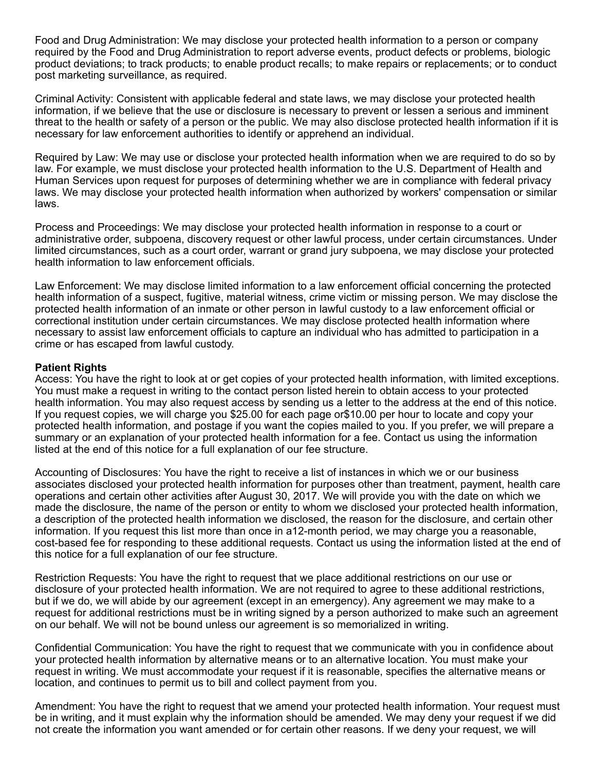Food and Drug Administration: We may disclose your protected health information to a person or company required by the Food and Drug Administration to report adverse events, product defects or problems, biologic product deviations; to track products; to enable product recalls; to make repairs or replacements; or to conduct post marketing surveillance, as required.

Criminal Activity: Consistent with applicable federal and state laws, we may disclose your protected health information, if we believe that the use or disclosure is necessary to prevent or lessen a serious and imminent threat to the health or safety of a person or the public. We may also disclose protected health information if it is necessary for law enforcement authorities to identify or apprehend an individual.

Required by Law: We may use or disclose your protected health information when we are required to do so by law. For example, we must disclose your protected health information to the U.S. Department of Health and Human Services upon request for purposes of determining whether we are in compliance with federal privacy laws. We may disclose your protected health information when authorized by workers' compensation or similar laws.

Process and Proceedings: We may disclose your protected health information in response to a court or administrative order, subpoena, discovery request or other lawful process, under certain circumstances. Under limited circumstances, such as a court order, warrant or grand jury subpoena, we may disclose your protected health information to law enforcement officials.

Law Enforcement: We may disclose limited information to a law enforcement official concerning the protected health information of a suspect, fugitive, material witness, crime victim or missing person. We may disclose the protected health information of an inmate or other person in lawful custody to a law enforcement official or correctional institution under certain circumstances. We may disclose protected health information where necessary to assist law enforcement officials to capture an individual who has admitted to participation in a crime or has escaped from lawful custody.

**Patient Rights**

Access: You have the right to look at or get copies of your protected health information, with limited exceptions. You must make a request in writing to the contact person listed herein to obtain access to your protected health information. You may also request access by sending us a letter to the address at the end of this notice. If you request copies, we will charge you $25.00 for each page or$10.00 per hour to locate and copy your protected health information, and postage if you want the copies mailed to you. If you prefer, we will prepare a summary or an explanation of your protected health information for a fee. Contact us using the information listed at the end of this notice for a full explanation of our fee structure.

Accounting of Disclosures: You have the right to receive a list of instances in which we or our business associates disclosed your protected health information for purposes other than treatment, payment, health care operations and certain other activities after August 30, 2017. We will provide you with the date on which we made the disclosure, the name of the person or entity to whom we disclosed your protected health information, a description of the protected health information we disclosed, the reason for the disclosure, and certain other information. If you request this list more than once in a12-month period, we may charge you a reasonable, cost-based fee for responding to these additional requests. Contact us using the information listed at the end of this notice for a full explanation of our fee structure.

Restriction Requests: You have the right to request that we place additional restrictions on our use or disclosure of your protected health information. We are not required to agree to these additional restrictions, but if we do, we will abide by our agreement (except in an emergency). Any agreement we may make to a request for additional restrictions must be in writing signed by a person authorized to make such an agreement on our behalf. We will not be bound unless our agreement is so memorialized in writing.

Confidential Communication: You have the right to request that we communicate with you in confidence about your protected health information by alternative means or to an alternative location. You must make your request in writing. We must accommodate your request if it is reasonable, specifies the alternative means or location, and continues to permit us to bill and collect payment from you.

Amendment: You have the right to request that we amend your protected health information. Your request must be in writing, and it must explain why the information should be amended. We may deny your request if we did not create the information you want amended or for certain other reasons. If we deny your request, we will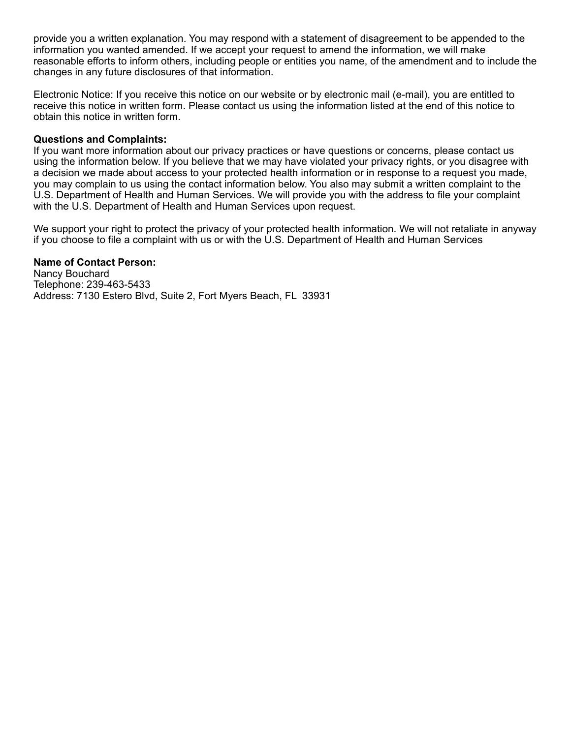provide you a written explanation. You may respond with a statement of disagreement to be appended to the information you wanted amended. If we accept your request to amend the information, we will make reasonable efforts to inform others, including people or entities you name, of the amendment and to include the changes in any future disclosures of that information.

Electronic Notice: If you receive this notice on our website or by electronic mail (e-mail), you are entitled to receive this notice in written form. Please contact us using the information listed at the end of this notice to obtain this notice in written form.

**Questions and Complaints:**
If you want more information about our privacy practices or have questions or concerns, please contact us using the information below. If you believe that we may have violated your privacy rights, or you disagree with a decision we made about access to your protected health information or in response to a request you made, you may complain to us using the contact information below. You also may submit a written complaint to the U.S. Department of Health and Human Services. We will provide you with the address to file your complaint with the U.S. Department of Health and Human Services upon request.

We support your right to protect the privacy of your protected health information. We will not retaliate in anyway if you choose to file a complaint with us or with the U.S. Department of Health and Human Services

**Name of Contact Person:**
Nancy Bouchard
Telephone: 239-463-5433
Address: 7130 Estero Blvd, Suite 2, Fort Myers Beach, FL 33931